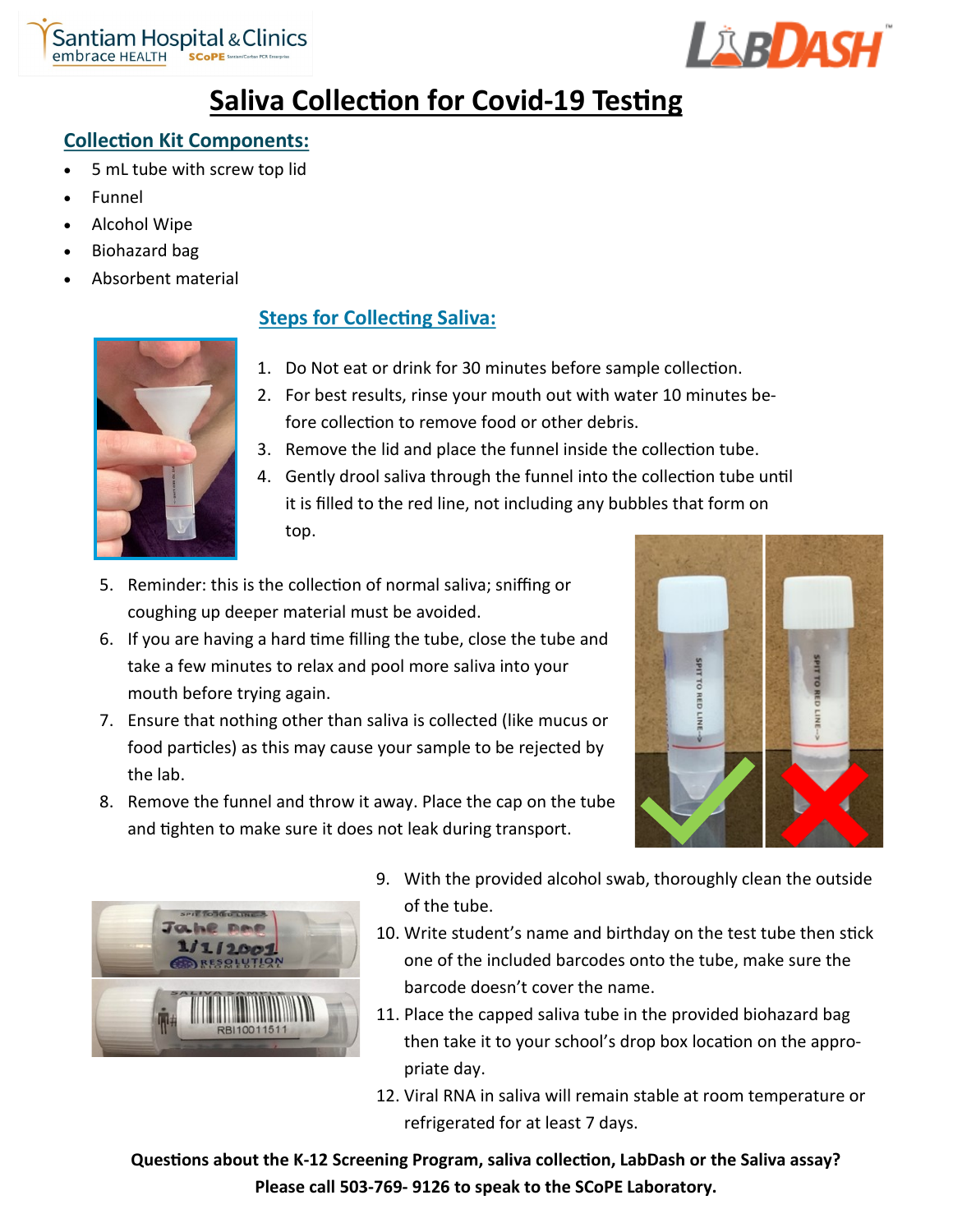# Saliva Collection for Covid-19 Testing

## Collection Kit Components:

- 5 mL tube with screw top lid
- Funnel
- Alcohol Wipe
- Biohazard bag
- Absorbent material

## Steps for Collecting Saliva:

1. Do Not eat or drink for 30 minutes before sample collection.
2. For best results, rinse your mouth out with water 10 minutes before collection to remove food or other debris.
3. Remove the lid and place the funnel inside the collection tube.
4. Gently drool saliva through the funnel into the collection tube until it is filled to the red line, not including any bubbles that form on top.
5. Reminder: this is the collection of normal saliva; sniffing or coughing up deeper material must be avoided.
6. If you are having a hard time filling the tube, close the tube and take a few minutes to relax and pool more saliva into your mouth before trying again.
7. Ensure that nothing other than saliva is collected (like mucus or food particles) as this may cause your sample to be rejected by the lab.
8. Remove the funnel and throw it away. Place the cap on the tube and tighten to make sure it does not leak during transport.
9. With the provided alcohol swab, thoroughly clean the outside of the tube.
10. Write student's name and birthday on the test tube then stick one of the included barcodes onto the tube, make sure the barcode doesn't cover the name.
11. Place the capped saliva tube in the provided biohazard bag then take it to your school's drop box location on the appropriate day.
12. Viral RNA in saliva will remain stable at room temperature or refrigerated for at least 7 days.

**Questions about the K-12 Screening Program, saliva collection, LabDash or the Saliva assay?**
**Please call 503-769- 9126 to speak to the SCoPE Laboratory.**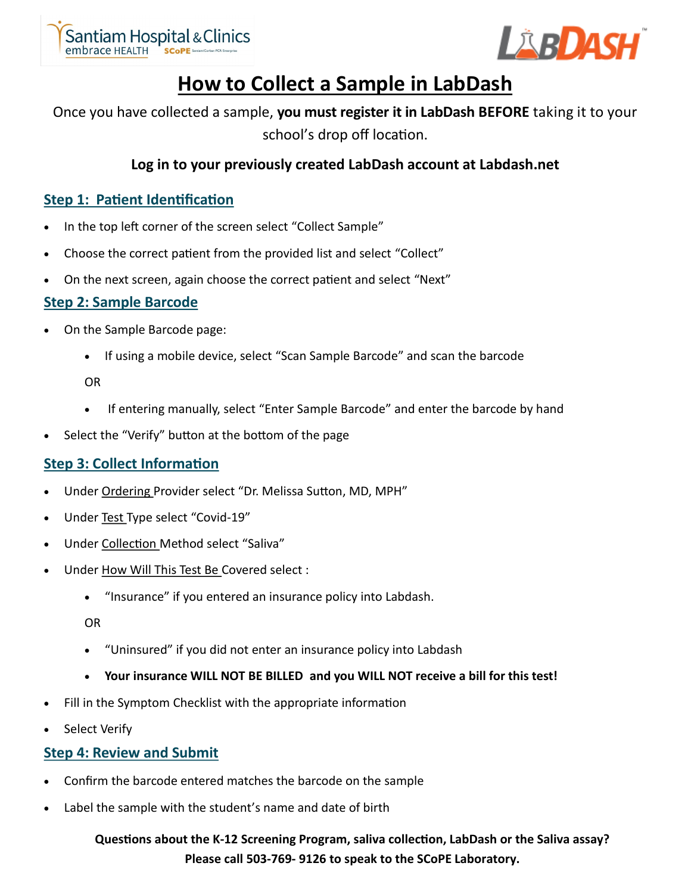# How to Collect a Sample in LabDash

Once you have collected a sample, **you must register it in LabDash BEFORE** taking it to your school's drop off location.

**Log in to your previously created LabDash account at Labdash.net**

## Step 1: Patient Identification

- In the top left corner of the screen select "Collect Sample"
- Choose the correct patient from the provided list and select "Collect"
- On the next screen, again choose the correct patient and select "Next"

## Step 2: Sample Barcode

- On the Sample Barcode page:
  - If using a mobile device, select "Scan Sample Barcode" and scan the barcode

  OR

  - If entering manually, select "Enter Sample Barcode" and enter the barcode by hand
- Select the "Verify" button at the bottom of the page

## Step 3: Collect Information

- Under Ordering Provider select "Dr. Melissa Sutton, MD, MPH"
- Under Test Type select "Covid-19"
- Under Collection Method select "Saliva"
- Under How Will This Test Be Covered select :
  - "Insurance" if you entered an insurance policy into Labdash.

  OR

  - "Uninsured" if you did not enter an insurance policy into Labdash
  - **Your insurance WILL NOT BE BILLED and you WILL NOT receive a bill for this test!**
- Fill in the Symptom Checklist with the appropriate information
- Select Verify

## Step 4: Review and Submit

- Confirm the barcode entered matches the barcode on the sample
- Label the sample with the student's name and date of birth

**Questions about the K-12 Screening Program, saliva collection, LabDash or the Saliva assay? Please call 503-769- 9126 to speak to the SCoPE Laboratory.**